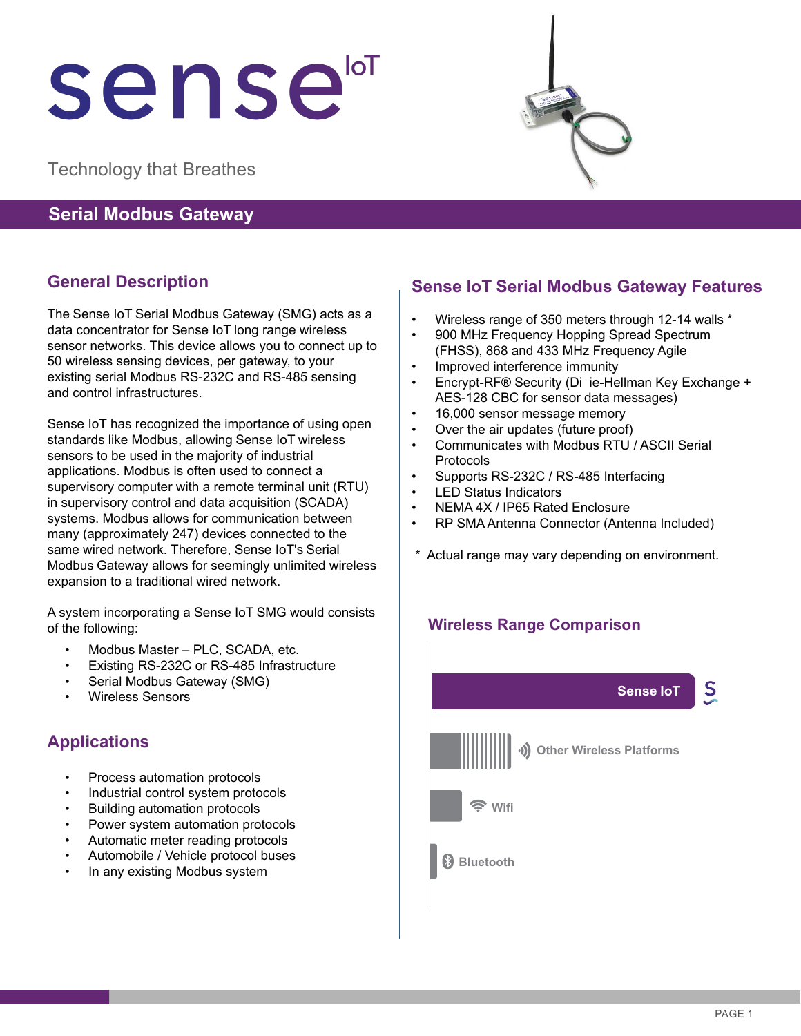# senseIoT

Technology that Breathes

## Serial Modbus Gateway

### General Description

The Sense IoT Serial Modbus Gateway (SMG) acts as a data concentrator for Sense IoT long range wireless sensor networks. This device allows you to connect up to 50 wireless sensing devices, per gateway, to your existing serial Modbus RS-232C and RS-485 sensing and control infrastructures.

Sense IoT has recognized the importance of using open standards like Modbus, allowing Sense IoT wireless sensors to be used in the majority of industrial applications. Modbus is often used to connect a supervisory computer with a remote terminal unit (RTU) in supervisory control and data acquisition (SCADA) systems. Modbus allows for communication between many (approximately 247) devices connected to the same wired network. Therefore, Sense IoT's Serial Modbus Gateway allows for seemingly unlimited wireless expansion to a traditional wired network.

A system incorporating a Sense IoT SMG would consists of the following:

- Modbus Master – PLC, SCADA, etc.
- Existing RS-232C or RS-485 Infrastructure
- Serial Modbus Gateway (SMG)
- Wireless Sensors

### Applications

- Process automation protocols
- Industrial control system protocols
- Building automation protocols
- Power system automation protocols
- Automatic meter reading protocols
- Automobile / Vehicle protocol buses
- In any existing Modbus system

### Sense IoT Serial Modbus Gateway Features

- Wireless range of 350 meters through 12-14 walls *
- 900 MHz Frequency Hopping Spread Spectrum (FHSS), 868 and 433 MHz Frequency Agile
- Improved interference immunity
- Encrypt-RF® Security (Di ie-Hellman Key Exchange + AES-128 CBC for sensor data messages)
- 16,000 sensor message memory
- Over the air updates (future proof)
- Communicates with Modbus RTU / ASCII Serial Protocols
- Supports RS-232C / RS-485 Interfacing
- LED Status Indicators
- NEMA 4X / IP65 Rated Enclosure
- RP SMA Antenna Connector (Antenna Included)

\* Actual range may vary depending on environment.

### Wireless Range Comparison

- Sense IoT
- Other Wireless Platforms
- Wifi
- Bluetooth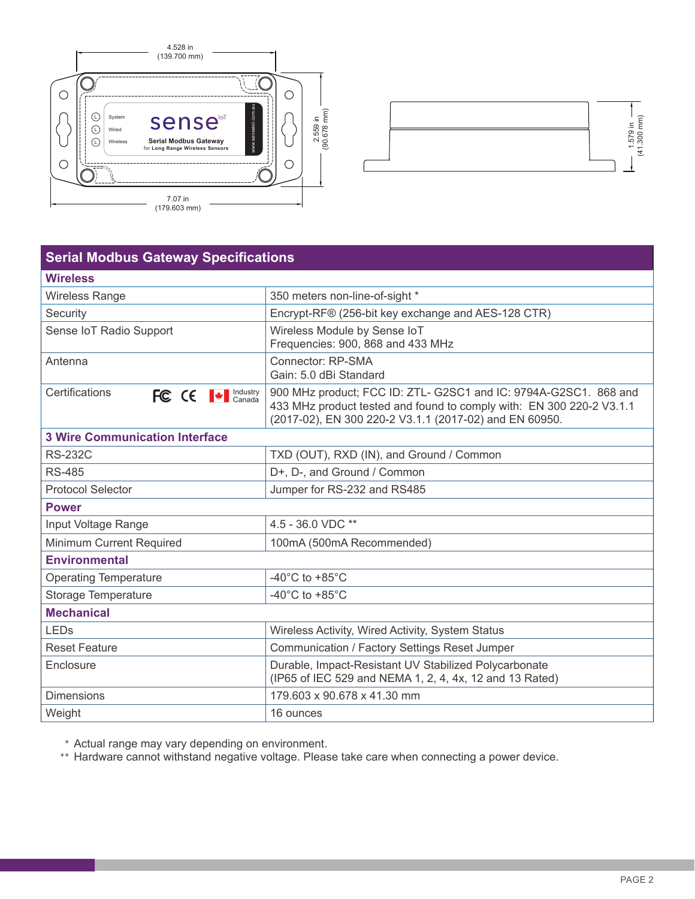4.528 in
(139.700 mm)

2.559 in
(90.678 mm)

7.07 in
(179.603 mm)

1.579 in
(41.300 mm)

System
Wired
Wireless

sense IoT
Serial Modbus Gateway
for Long Range Wireless Sensors

www.senseiot.com.au

## Serial Modbus Gateway Specifications

| | |
|---|---|
| **Wireless** | |
| Wireless Range | 350 meters non-line-of-sight * |
| Security | Encrypt-RF® (256-bit key exchange and AES-128 CTR) |
| Sense IoT Radio Support | Wireless Module by Sense IoT<br>Frequencies: 900, 868 and 433 MHz |
| Antenna | Connector: RP-SMA<br>Gain: 5.0 dBi Standard |
| Certifications FC CE Industry Canada | 900 MHz product; FCC ID: ZTL- G2SC1 and IC: 9794A-G2SC1. 868 and 433 MHz product tested and found to comply with: EN 300 220-2 V3.1.1 (2017-02), EN 300 220-2 V3.1.1 (2017-02) and EN 60950. |
| **3 Wire Communication Interface** | |
| RS-232C | TXD (OUT), RXD (IN), and Ground / Common |
| RS-485 | D+, D-, and Ground / Common |
| Protocol Selector | Jumper for RS-232 and RS485 |
| **Power** | |
| Input Voltage Range | 4.5 - 36.0 VDC ** |
| Minimum Current Required | 100mA (500mA Recommended) |
| **Environmental** | |
| Operating Temperature | -40°C to +85°C |
| Storage Temperature | -40°C to +85°C |
| **Mechanical** | |
| LEDs | Wireless Activity, Wired Activity, System Status |
| Reset Feature | Communication / Factory Settings Reset Jumper |
| Enclosure | Durable, Impact-Resistant UV Stabilized Polycarbonate<br>(IP65 of IEC 529 and NEMA 1, 2, 4, 4x, 12 and 13 Rated) |
| Dimensions | 179.603 x 90.678 x 41.30 mm |
| Weight | 16 ounces |

\* Actual range may vary depending on environment.

\*\* Hardware cannot withstand negative voltage. Please take care when connecting a power device.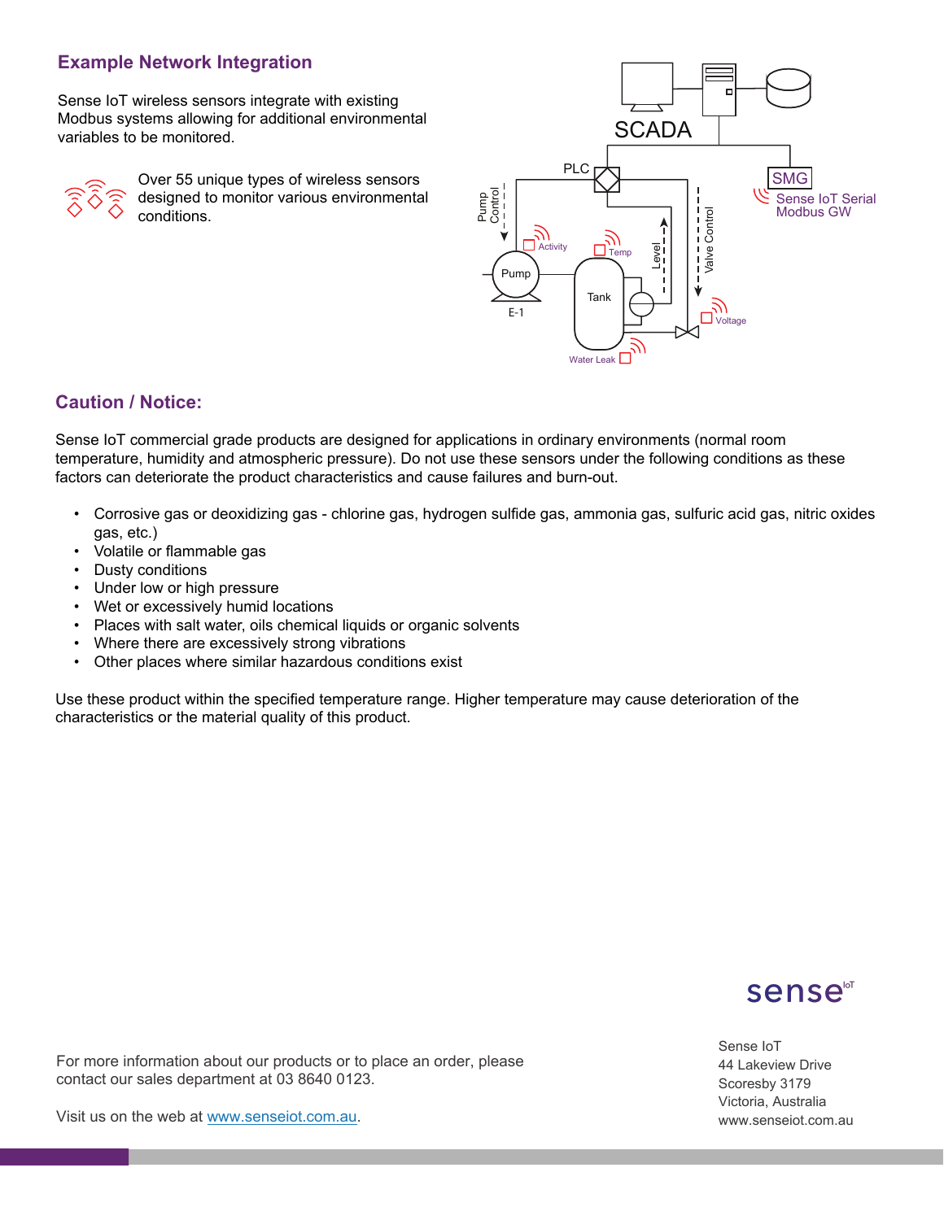## Example Network Integration

Sense IoT wireless sensors integrate with existing Modbus systems allowing for additional environmental variables to be monitored.

Over 55 unique types of wireless sensors designed to monitor various environmental conditions.

SCADA
PLC
SMG
Sense IoT Serial Modbus GW
Pump Control
Activity
Temp
Level
Valve Control
Pump
E-1
Tank
Voltage
Water Leak

## Caution / Notice:

Sense IoT commercial grade products are designed for applications in ordinary environments (normal room temperature, humidity and atmospheric pressure). Do not use these sensors under the following conditions as these factors can deteriorate the product characteristics and cause failures and burn-out.

- Corrosive gas or deoxidizing gas - chlorine gas, hydrogen sulfide gas, ammonia gas, sulfuric acid gas, nitric oxides gas, etc.)
- Volatile or flammable gas
- Dusty conditions
- Under low or high pressure
- Wet or excessively humid locations
- Places with salt water, oils chemical liquids or organic solvents
- Where there are excessively strong vibrations
- Other places where similar hazardous conditions exist

Use these product within the specified temperature range. Higher temperature may cause deterioration of the characteristics or the material quality of this product.

sense[IoT]

For more information about our products or to place an order, please contact our sales department at 03 8640 0123.

Visit us on the web at www.senseiot.com.au.

Sense IoT
44 Lakeview Drive
Scoresby 3179
Victoria, Australia
www.senseiot.com.au